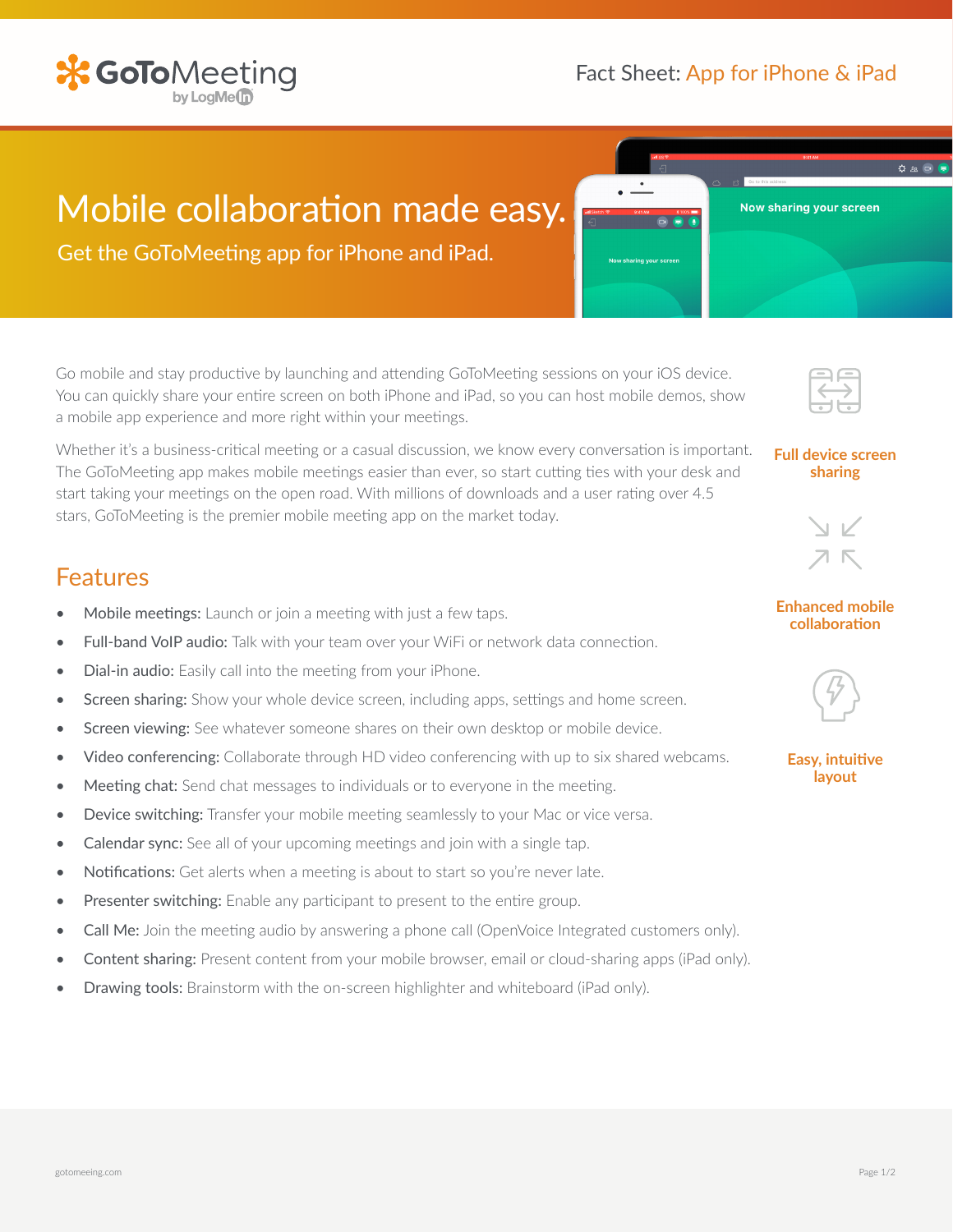**GoToMeeting** by LogMeIn

Fact Sheet: App for iPhone & iPad

# Mobile collaboration made easy.

Get the GoToMeeting app for iPhone and iPad.

Go mobile and stay productive by launching and attending GoToMeeting sessions on your iOS device. You can quickly share your entire screen on both iPhone and iPad, so you can host mobile demos, show a mobile app experience and more right within your meetings.

Whether it's a business-critical meeting or a casual discussion, we know every conversation is important. The GoToMeeting app makes mobile meetings easier than ever, so start cutting ties with your desk and start taking your meetings on the open road. With millions of downloads and a user rating over 4.5 stars, GoToMeeting is the premier mobile meeting app on the market today.

**Full device screen sharing**

**Enhanced mobile collaboration**

**Easy, intuitive layout**

## Features

- **Mobile meetings:** Launch or join a meeting with just a few taps.
- **Full-band VoIP audio:** Talk with your team over your WiFi or network data connection.
- **Dial-in audio:** Easily call into the meeting from your iPhone.
- **Screen sharing:** Show your whole device screen, including apps, settings and home screen.
- **Screen viewing:** See whatever someone shares on their own desktop or mobile device.
- **Video conferencing:** Collaborate through HD video conferencing with up to six shared webcams.
- **Meeting chat:** Send chat messages to individuals or to everyone in the meeting.
- **Device switching:** Transfer your mobile meeting seamlessly to your Mac or vice versa.
- **Calendar sync:** See all of your upcoming meetings and join with a single tap.
- **Notifications:** Get alerts when a meeting is about to start so you're never late.
- **Presenter switching:** Enable any participant to present to the entire group.
- **Call Me:** Join the meeting audio by answering a phone call (OpenVoice Integrated customers only).
- **Content sharing:** Present content from your mobile browser, email or cloud-sharing apps (iPad only).
- **Drawing tools:** Brainstorm with the on-screen highlighter and whiteboard (iPad only).

gotomeeing.com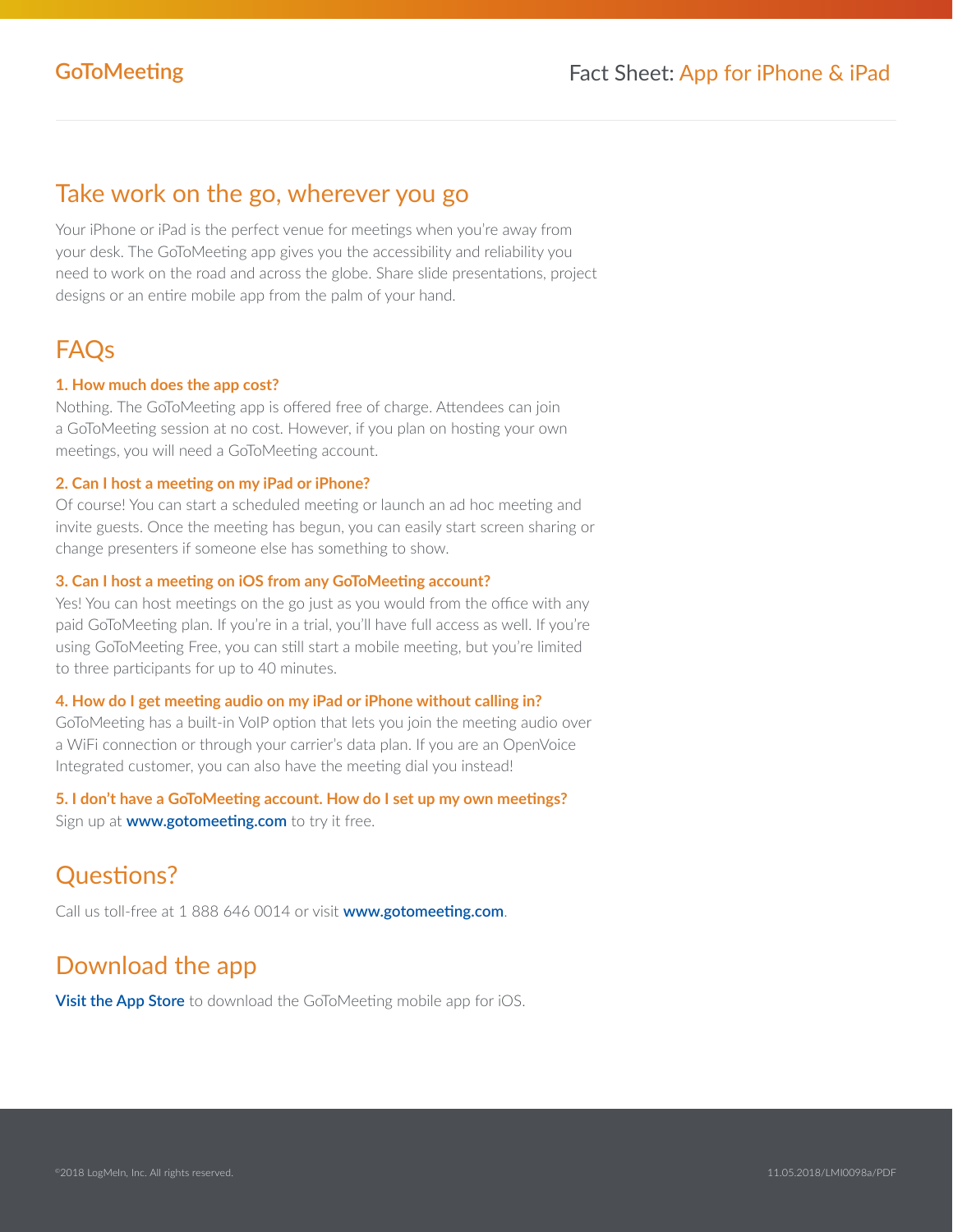GoToMeeting

Fact Sheet: App for iPhone & iPad

## Take work on the go, wherever you go

Your iPhone or iPad is the perfect venue for meetings when you're away from your desk. The GoToMeeting app gives you the accessibility and reliability you need to work on the road and across the globe. Share slide presentations, project designs or an entire mobile app from the palm of your hand.

## FAQs

**1. How much does the app cost?**

Nothing. The GoToMeeting app is offered free of charge. Attendees can join a GoToMeeting session at no cost. However, if you plan on hosting your own meetings, you will need a GoToMeeting account.

**2. Can I host a meeting on my iPad or iPhone?**

Of course! You can start a scheduled meeting or launch an ad hoc meeting and invite guests. Once the meeting has begun, you can easily start screen sharing or change presenters if someone else has something to show.

**3. Can I host a meeting on iOS from any GoToMeeting account?**

Yes! You can host meetings on the go just as you would from the office with any paid GoToMeeting plan. If you're in a trial, you'll have full access as well. If you're using GoToMeeting Free, you can still start a mobile meeting, but you're limited to three participants for up to 40 minutes.

**4. How do I get meeting audio on my iPad or iPhone without calling in?**

GoToMeeting has a built-in VoIP option that lets you join the meeting audio over a WiFi connection or through your carrier's data plan. If you are an OpenVoice Integrated customer, you can also have the meeting dial you instead!

**5. I don't have a GoToMeeting account. How do I set up my own meetings?**

Sign up at **www.gotomeeting.com** to try it free.

## Questions?

Call us toll-free at 1 888 646 0014 or visit **www.gotomeeting.com**.

## Download the app

**Visit the App Store** to download the GoToMeeting mobile app for iOS.

©2018 LogMeIn, Inc. All rights reserved.

11.05.2018/LMI0098a/PDF